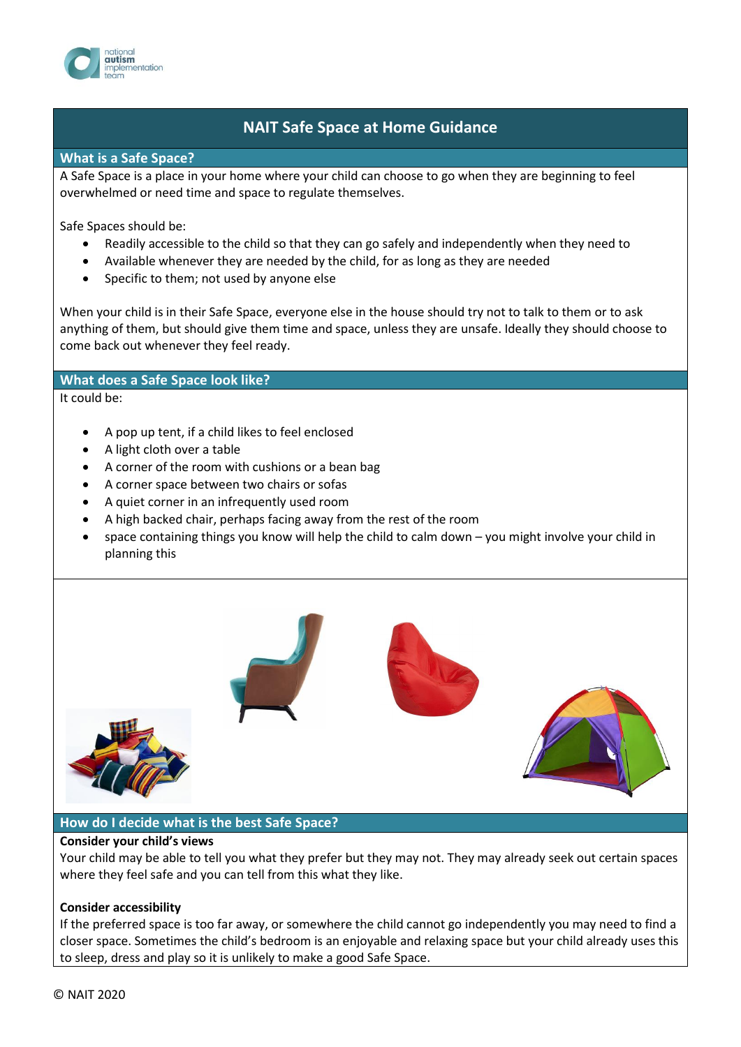# NAIT Safe Space at Home Guidance

## What is a Safe Space?

A Safe Space is a place in your home where your child can choose to go when they are beginning to feel overwhelmed or need time and space to regulate themselves.

Safe Spaces should be:

- Readily accessible to the child so that they can go safely and independently when they need to
- Available whenever they are needed by the child, for as long as they are needed
- Specific to them; not used by anyone else

When your child is in their Safe Space, everyone else in the house should try not to talk to them or to ask anything of them, but should give them time and space, unless they are unsafe. Ideally they should choose to come back out whenever they feel ready.

## What does a Safe Space look like?

It could be:

- A pop up tent, if a child likes to feel enclosed
- A light cloth over a table
- A corner of the room with cushions or a bean bag
- A corner space between two chairs or sofas
- A quiet corner in an infrequently used room
- A high backed chair, perhaps facing away from the rest of the room
- space containing things you know will help the child to calm down – you might involve your child in planning this

## How do I decide what is the best Safe Space?

**Consider your child's views**

Your child may be able to tell you what they prefer but they may not. They may already seek out certain spaces where they feel safe and you can tell from this what they like.

**Consider accessibility**

If the preferred space is too far away, or somewhere the child cannot go independently you may need to find a closer space. Sometimes the child's bedroom is an enjoyable and relaxing space but your child already uses this to sleep, dress and play so it is unlikely to make a good Safe Space.

© NAIT 2020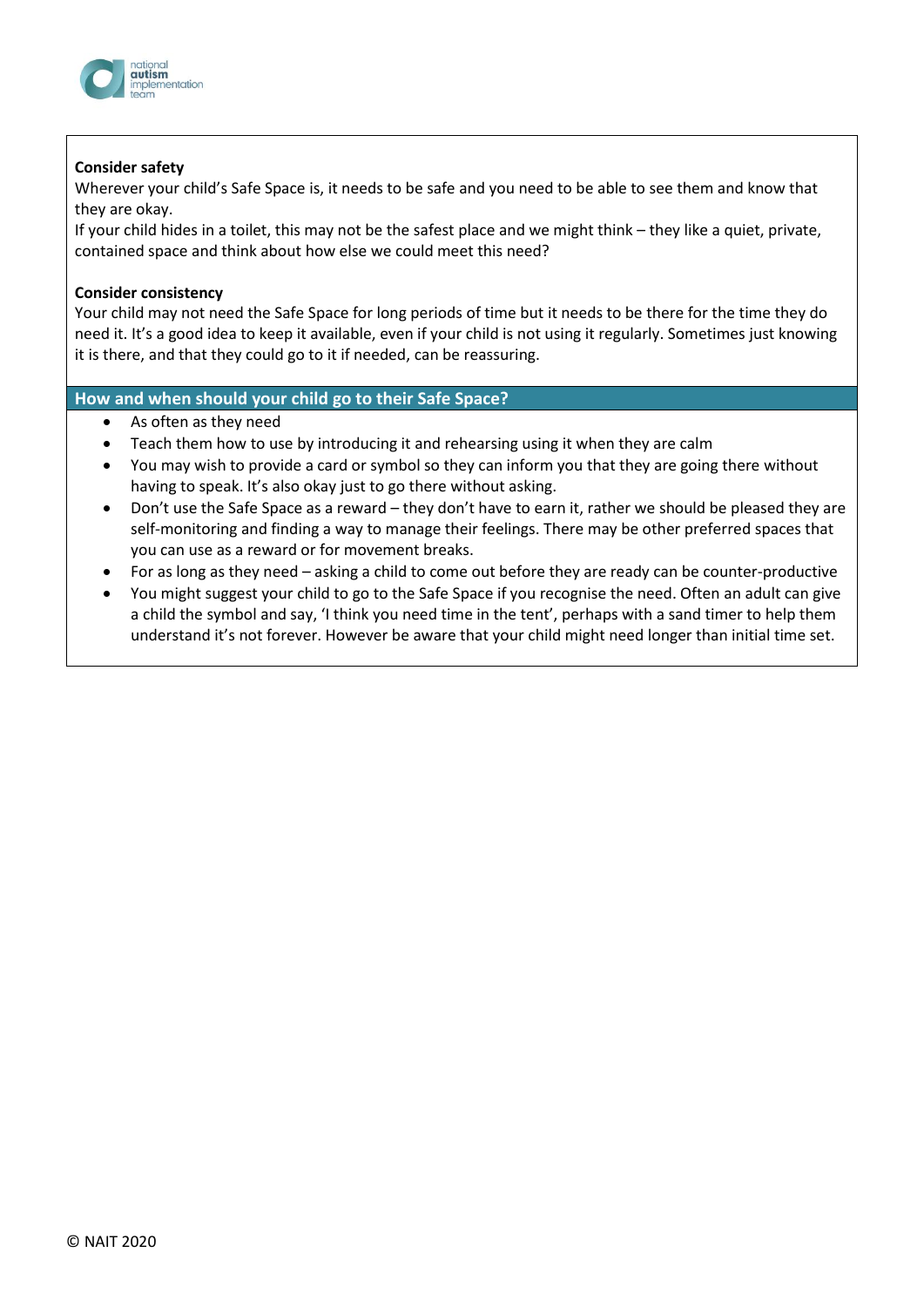**Consider safety**

Wherever your child's Safe Space is, it needs to be safe and you need to be able to see them and know that they are okay.

If your child hides in a toilet, this may not be the safest place and we might think – they like a quiet, private, contained space and think about how else we could meet this need?

**Consider consistency**

Your child may not need the Safe Space for long periods of time but it needs to be there for the time they do need it. It's a good idea to keep it available, even if your child is not using it regularly. Sometimes just knowing it is there, and that they could go to it if needed, can be reassuring.

## How and when should your child go to their Safe Space?

- As often as they need
- Teach them how to use by introducing it and rehearsing using it when they are calm
- You may wish to provide a card or symbol so they can inform you that they are going there without having to speak. It's also okay just to go there without asking.
- Don't use the Safe Space as a reward – they don't have to earn it, rather we should be pleased they are self-monitoring and finding a way to manage their feelings. There may be other preferred spaces that you can use as a reward or for movement breaks.
- For as long as they need – asking a child to come out before they are ready can be counter-productive
- You might suggest your child to go to the Safe Space if you recognise the need. Often an adult can give a child the symbol and say, 'I think you need time in the tent', perhaps with a sand timer to help them understand it's not forever. However be aware that your child might need longer than initial time set.

© NAIT 2020